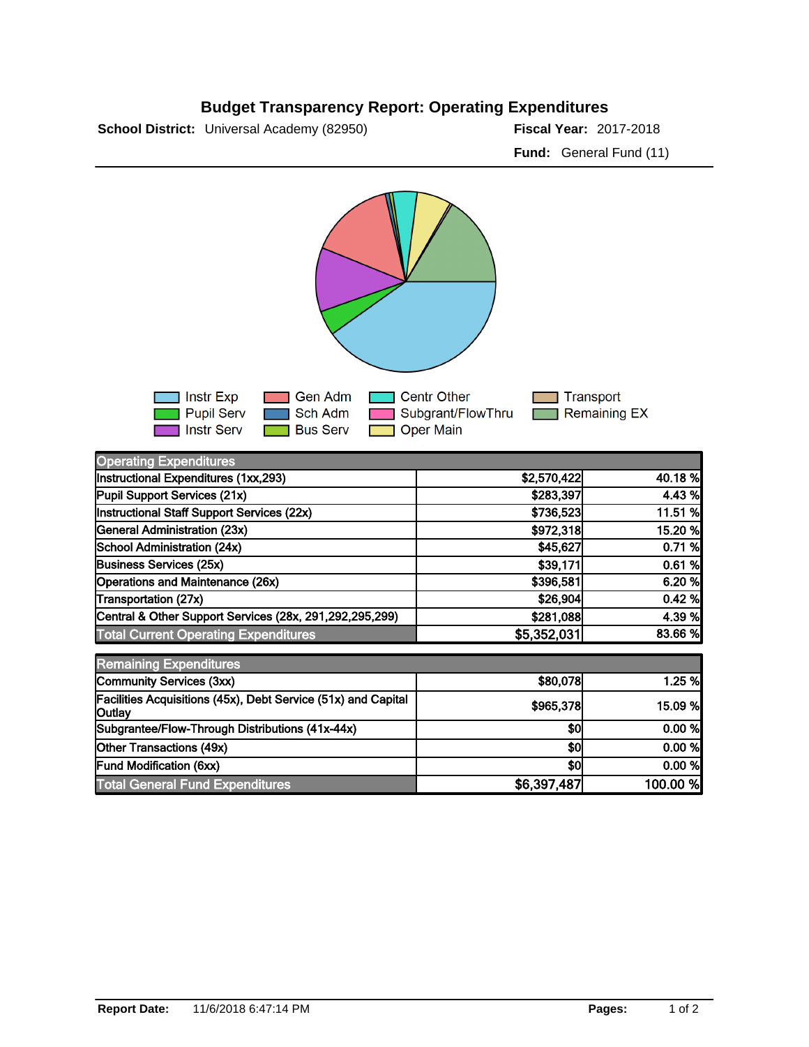# Budget Transparency Report: Operating Expenditures

**School District:** Universal Academy (82950) **Fiscal Year:** 2017-2018

**Fund:** General Fund (11)

Instr Exp | Pupil Serv | Instr Serv | Gen Adm | Sch Adm | Bus Serv | Centr Other | Subgrant/FlowThru | Oper Main | Transport | Remaining EX

| Operating Expenditures | | |
|---|---|---|
| Instructional Expenditures (1xx,293) | $2,570,422 | 40.18 % |
| Pupil Support Services (21x) | $283,397 | 4.43 % |
| Instructional Staff Support Services (22x) | $736,523 | 11.51 % |
| General Administration (23x) | $972,318 | 15.20 % |
| School Administration (24x) | $45,627 | 0.71 % |
| Business Services (25x) | $39,171 | 0.61 % |
| Operations and Maintenance (26x) | $396,581 | 6.20 % |
| Transportation (27x) | $26,904 | 0.42 % |
| Central & Other Support Services (28x, 291,292,295,299) | $281,088 | 4.39 % |
| **Total Current Operating Expenditures** | **$5,352,031** | **83.66 %** |

| Remaining Expenditures | | |
|---|---|---|
| Community Services (3xx) | $80,078 | 1.25 % |
| Facilities Acquisitions (45x), Debt Service (51x) and Capital Outlay | $965,378 | 15.09 % |
| Subgrantee/Flow-Through Distributions (41x-44x) | $0 | 0.00 % |
| Other Transactions (49x) | $0 | 0.00 % |
| Fund Modification (6xx) | $0 | 0.00 % |
| **Total General Fund Expenditures** | **$6,397,487** | **100.00 %** |

**Report Date:** 11/6/2018 6:47:14 PM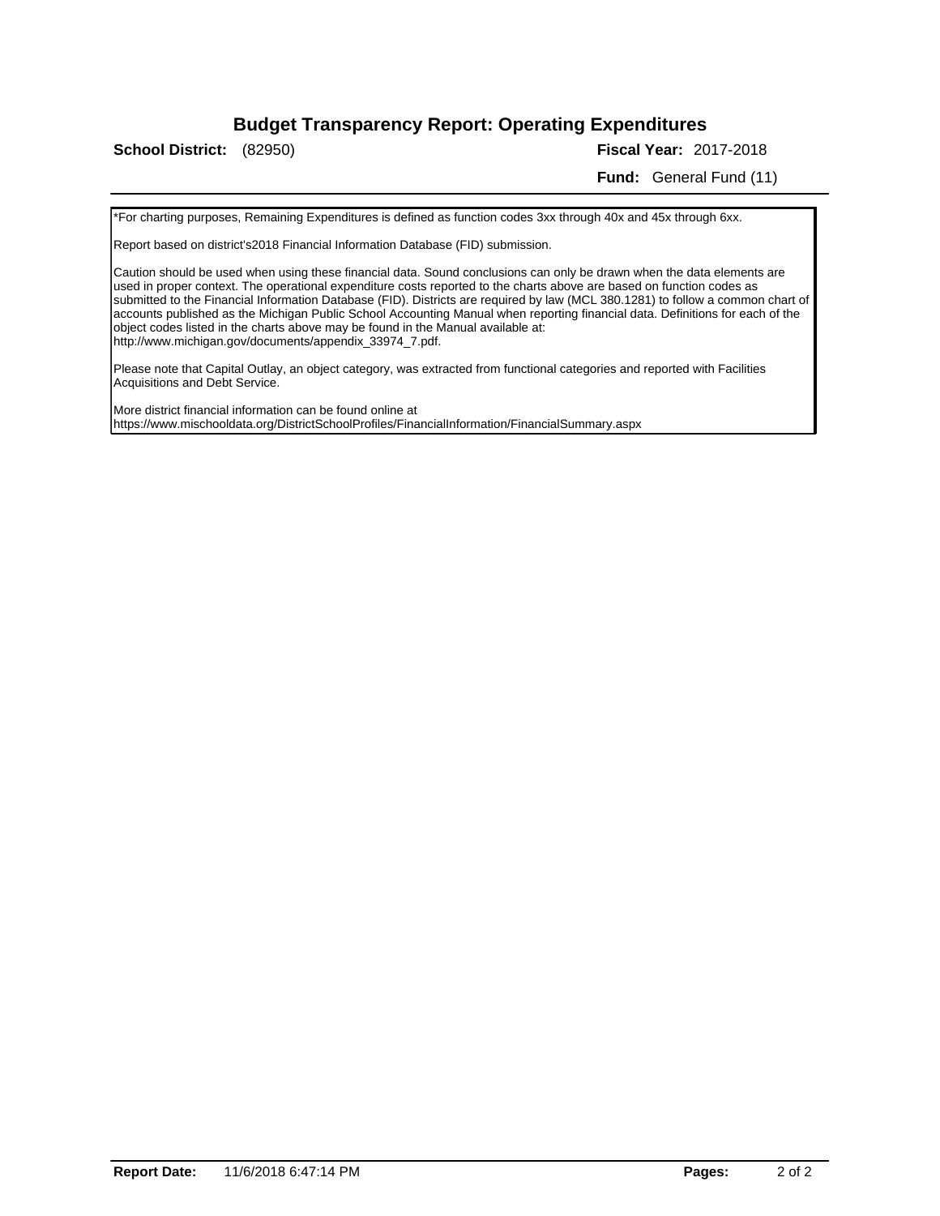## Budget Transparency Report: Operating Expenditures

**School District:** (82950)

**Fiscal Year:** 2017-2018

**Fund:** General Fund (11)

*For charting purposes, Remaining Expenditures is defined as function codes 3xx through 40x and 45x through 6xx.

Report based on district's2018 Financial Information Database (FID) submission.

Caution should be used when using these financial data. Sound conclusions can only be drawn when the data elements are used in proper context. The operational expenditure costs reported to the charts above are based on function codes as submitted to the Financial Information Database (FID). Districts are required by law (MCL 380.1281) to follow a common chart of accounts published as the Michigan Public School Accounting Manual when reporting financial data. Definitions for each of the object codes listed in the charts above may be found in the Manual available at: http://www.michigan.gov/documents/appendix_33974_7.pdf.

Please note that Capital Outlay, an object category, was extracted from functional categories and reported with Facilities Acquisitions and Debt Service.

More district financial information can be found online at https://www.mischooldata.org/DistrictSchoolProfiles/FinancialInformation/FinancialSummary.aspx

**Report Date:** 11/6/2018 6:47:14 PM